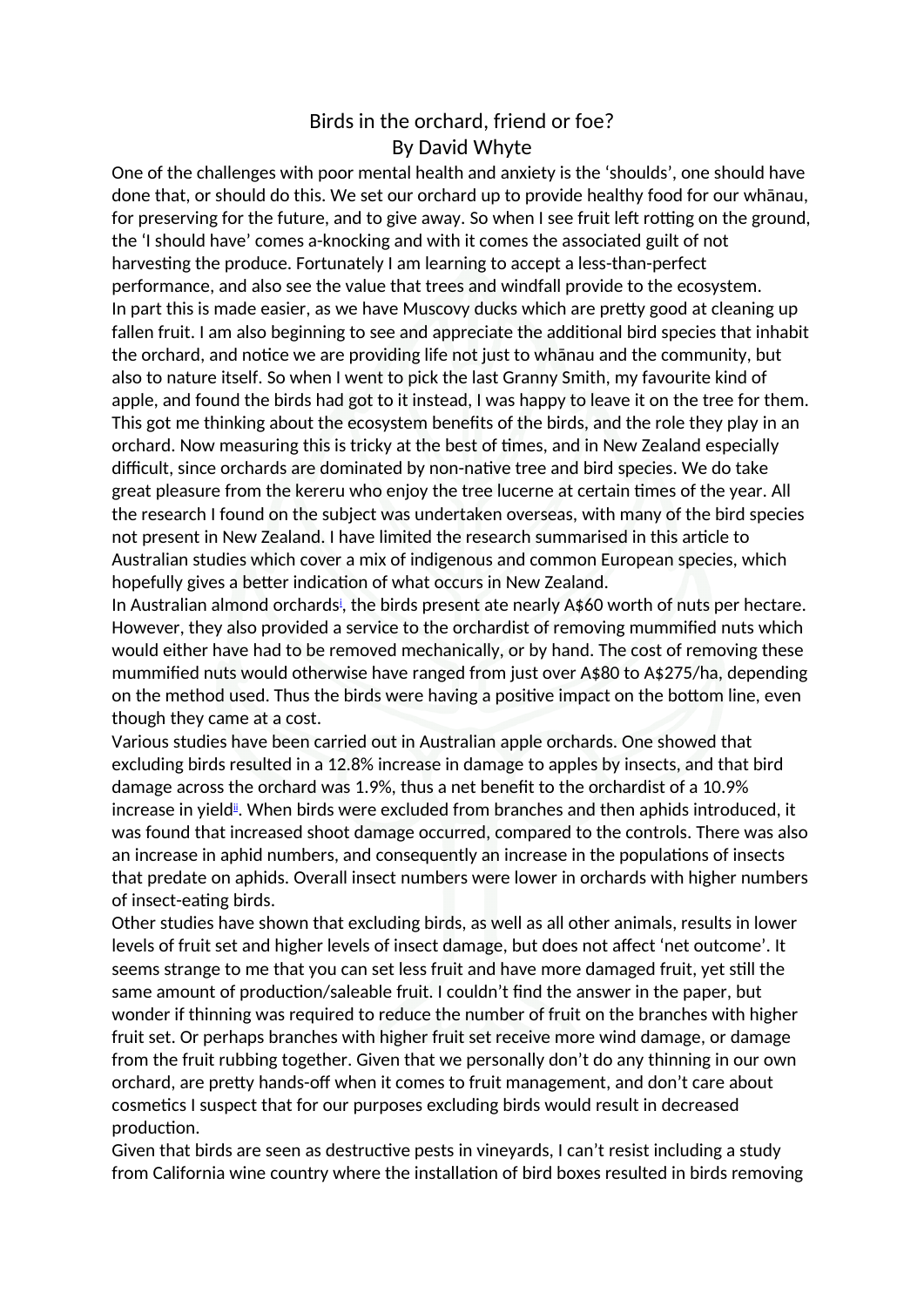# Birds in the orchard, friend or foe?

By David Whyte

One of the challenges with poor mental health and anxiety is the 'shoulds', one should have done that, or should do this. We set our orchard up to provide healthy food for our whānau, for preserving for the future, and to give away. So when I see fruit left rotting on the ground, the 'I should have' comes a-knocking and with it comes the associated guilt of not harvesting the produce. Fortunately I am learning to accept a less-than-perfect performance, and also see the value that trees and windfall provide to the ecosystem.

In part this is made easier, as we have Muscovy ducks which are pretty good at cleaning up fallen fruit. I am also beginning to see and appreciate the additional bird species that inhabit the orchard, and notice we are providing life not just to whānau and the community, but also to nature itself. So when I went to pick the last Granny Smith, my favourite kind of apple, and found the birds had got to it instead, I was happy to leave it on the tree for them.

This got me thinking about the ecosystem benefits of the birds, and the role they play in an orchard. Now measuring this is tricky at the best of times, and in New Zealand especially difficult, since orchards are dominated by non-native tree and bird species. We do take great pleasure from the kereru who enjoy the tree lucerne at certain times of the year. All the research I found on the subject was undertaken overseas, with many of the bird species not present in New Zealand. I have limited the research summarised in this article to Australian studies which cover a mix of indigenous and common European species, which hopefully gives a better indication of what occurs in New Zealand.

In Australian almond orchards[i], the birds present ate nearly A$60 worth of nuts per hectare. However, they also provided a service to the orchardist of removing mummified nuts which would either have had to be removed mechanically, or by hand. The cost of removing these mummified nuts would otherwise have ranged from just over A$80 to A$275/ha, depending on the method used. Thus the birds were having a positive impact on the bottom line, even though they came at a cost.

Various studies have been carried out in Australian apple orchards. One showed that excluding birds resulted in a 12.8% increase in damage to apples by insects, and that bird damage across the orchard was 1.9%, thus a net benefit to the orchardist of a 10.9% increase in yield[ii]. When birds were excluded from branches and then aphids introduced, it was found that increased shoot damage occurred, compared to the controls. There was also an increase in aphid numbers, and consequently an increase in the populations of insects that predate on aphids. Overall insect numbers were lower in orchards with higher numbers of insect-eating birds.

Other studies have shown that excluding birds, as well as all other animals, results in lower levels of fruit set and higher levels of insect damage, but does not affect 'net outcome'. It seems strange to me that you can set less fruit and have more damaged fruit, yet still the same amount of production/saleable fruit. I couldn't find the answer in the paper, but wonder if thinning was required to reduce the number of fruit on the branches with higher fruit set. Or perhaps branches with higher fruit set receive more wind damage, or damage from the fruit rubbing together. Given that we personally don't do any thinning in our own orchard, are pretty hands-off when it comes to fruit management, and don't care about cosmetics I suspect that for our purposes excluding birds would result in decreased production.

Given that birds are seen as destructive pests in vineyards, I can't resist including a study from California wine country where the installation of bird boxes resulted in birds removing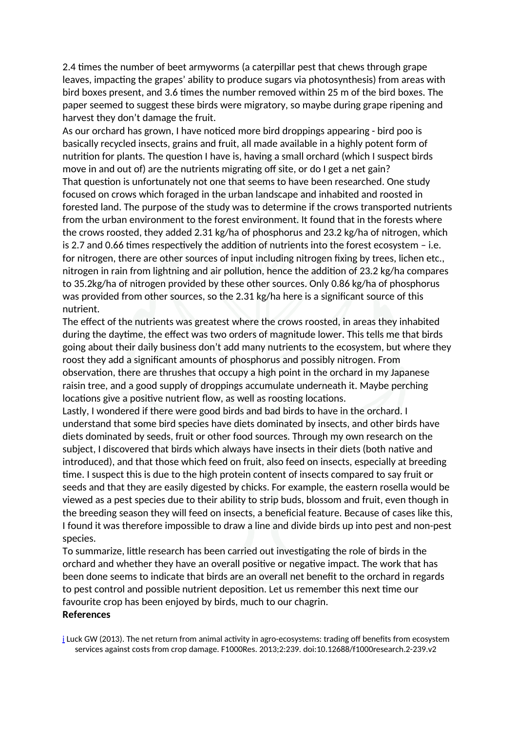2.4 times the number of beet armyworms (a caterpillar pest that chews through grape leaves, impacting the grapes' ability to produce sugars via photosynthesis) from areas with bird boxes present, and 3.6 times the number removed within 25 m of the bird boxes. The paper seemed to suggest these birds were migratory, so maybe during grape ripening and harvest they don't damage the fruit.

As our orchard has grown, I have noticed more bird droppings appearing - bird poo is basically recycled insects, grains and fruit, all made available in a highly potent form of nutrition for plants. The question I have is, having a small orchard (which I suspect birds move in and out of) are the nutrients migrating off site, or do I get a net gain?

That question is unfortunately not one that seems to have been researched. One study focused on crows which foraged in the urban landscape and inhabited and roosted in forested land. The purpose of the study was to determine if the crows transported nutrients from the urban environment to the forest environment. It found that in the forests where the crows roosted, they added 2.31 kg/ha of phosphorus and 23.2 kg/ha of nitrogen, which is 2.7 and 0.66 times respectively the addition of nutrients into the forest ecosystem – i.e. for nitrogen, there are other sources of input including nitrogen fixing by trees, lichen etc., nitrogen in rain from lightning and air pollution, hence the addition of 23.2 kg/ha compares to 35.2kg/ha of nitrogen provided by these other sources. Only 0.86 kg/ha of phosphorus was provided from other sources, so the 2.31 kg/ha here is a significant source of this nutrient.

The effect of the nutrients was greatest where the crows roosted, in areas they inhabited during the daytime, the effect was two orders of magnitude lower. This tells me that birds going about their daily business don't add many nutrients to the ecosystem, but where they roost they add a significant amounts of phosphorus and possibly nitrogen. From observation, there are thrushes that occupy a high point in the orchard in my Japanese raisin tree, and a good supply of droppings accumulate underneath it. Maybe perching locations give a positive nutrient flow, as well as roosting locations.

Lastly, I wondered if there were good birds and bad birds to have in the orchard. I understand that some bird species have diets dominated by insects, and other birds have diets dominated by seeds, fruit or other food sources. Through my own research on the subject, I discovered that birds which always have insects in their diets (both native and introduced), and that those which feed on fruit, also feed on insects, especially at breeding time. I suspect this is due to the high protein content of insects compared to say fruit or seeds and that they are easily digested by chicks. For example, the eastern rosella would be viewed as a pest species due to their ability to strip buds, blossom and fruit, even though in the breeding season they will feed on insects, a beneficial feature. Because of cases like this, I found it was therefore impossible to draw a line and divide birds up into pest and non-pest species.

To summarize, little research has been carried out investigating the role of birds in the orchard and whether they have an overall positive or negative impact. The work that has been done seems to indicate that birds are an overall net benefit to the orchard in regards to pest control and possible nutrient deposition. Let us remember this next time our favourite crop has been enjoyed by birds, much to our chagrin.

**References**

i Luck GW (2013). The net return from animal activity in agro-ecosystems: trading off benefits from ecosystem services against costs from crop damage. F1000Res. 2013;2:239. doi:10.12688/f1000research.2-239.v2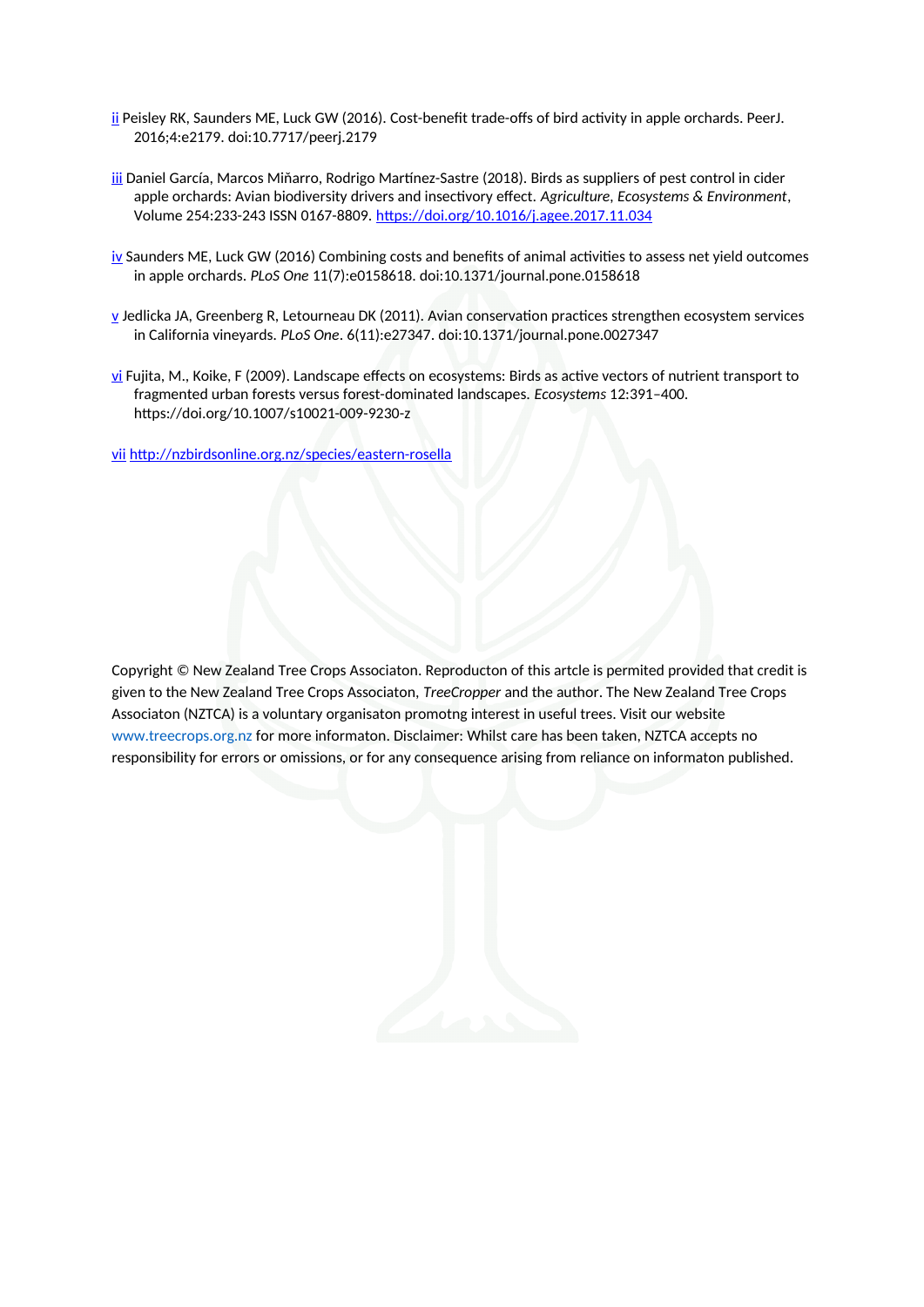ii Peisley RK, Saunders ME, Luck GW (2016). Cost-benefit trade-offs of bird activity in apple orchards. PeerJ. 2016;4:e2179. doi:10.7717/peerj.2179

iii Daniel García, Marcos Miñarro, Rodrigo Martínez-Sastre (2018). Birds as suppliers of pest control in cider apple orchards: Avian biodiversity drivers and insectivory effect. *Agriculture, Ecosystems & Environment*, Volume 254:233-243 ISSN 0167-8809. https://doi.org/10.1016/j.agee.2017.11.034

iv Saunders ME, Luck GW (2016) Combining costs and benefits of animal activities to assess net yield outcomes in apple orchards. *PLoS One* 11(7):e0158618. doi:10.1371/journal.pone.0158618

v Jedlicka JA, Greenberg R, Letourneau DK (2011). Avian conservation practices strengthen ecosystem services in California vineyards. *PLoS One*. 6(11):e27347. doi:10.1371/journal.pone.0027347

vi Fujita, M., Koike, F (2009). Landscape effects on ecosystems: Birds as active vectors of nutrient transport to fragmented urban forests versus forest-dominated landscapes. *Ecosystems* 12:391–400. https://doi.org/10.1007/s10021-009-9230-z

vii http://nzbirdsonline.org.nz/species/eastern-rosella

Copyright © New Zealand Tree Crops Associaton. Reproducton of this artcle is permited provided that credit is given to the New Zealand Tree Crops Associaton, *TreeCropper* and the author. The New Zealand Tree Crops Associaton (NZTCA) is a voluntary organisaton promotng interest in useful trees. Visit our website www.treecrops.org.nz for more informaton. Disclaimer: Whilst care has been taken, NZTCA accepts no responsibility for errors or omissions, or for any consequence arising from reliance on informaton published.